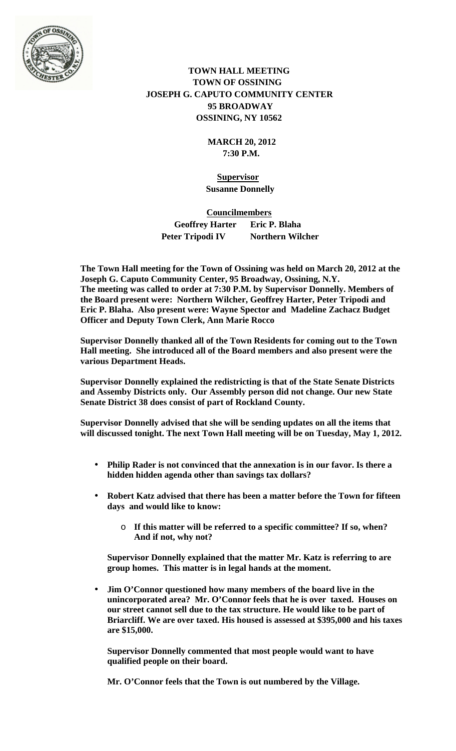# TOWN HALL MEETING
# TOWN OF OSSINING
# JOSEPH G. CAPUTO COMMUNITY CENTER
# 95 BROADWAY
# OSSINING, NY 10562

**MARCH 20, 2012**
**7:30 P.M.**

**Supervisor**
**Susanne Donnelly**

**Councilmembers**

| | |
|---|---|
| **Geoffrey Harter** | **Eric P. Blaha** |
| **Peter Tripodi IV** | **Northern Wilcher** |

**The Town Hall meeting for the Town of Ossining was held on March 20, 2012 at the Joseph G. Caputo Community Center, 95 Broadway, Ossining, N.Y. The meeting was called to order at 7:30 P.M. by Supervisor Donnelly. Members of the Board present were: Northern Wilcher, Geoffrey Harter, Peter Tripodi and Eric P. Blaha. Also present were: Wayne Spector and Madeline Zachacz Budget Officer and Deputy Town Clerk, Ann Marie Rocco**

**Supervisor Donnelly thanked all of the Town Residents for coming out to the Town Hall meeting. She introduced all of the Board members and also present were the various Department Heads.**

**Supervisor Donnelly explained the redistricting is that of the State Senate Districts and Assemby Districts only. Our Assembly person did not change. Our new State Senate District 38 does consist of part of Rockland County.**

**Supervisor Donnelly advised that she will be sending updates on all the items that will discussed tonight. The next Town Hall meeting will be on Tuesday, May 1, 2012.**

- **Philip Rader is not convinced that the annexation is in our favor. Is there a hidden hidden agenda other than savings tax dollars?**

- **Robert Katz advised that there has been a matter before the Town for fifteen days and would like to know:**
  - **If this matter will be referred to a specific committee? If so, when? And if not, why not?**

  **Supervisor Donnelly explained that the matter Mr. Katz is referring to are group homes. This matter is in legal hands at the moment.**

- **Jim O'Connor questioned how many members of the board live in the unincorporated area? Mr. O'Connor feels that he is over taxed. Houses on our street cannot sell due to the tax structure. He would like to be part of Briarcliff. We are over taxed. His housed is assessed at $395,000 and his taxes are $15,000.**

  **Supervisor Donnelly commented that most people would want to have qualified people on their board.**

  **Mr. O'Connor feels that the Town is out numbered by the Village.**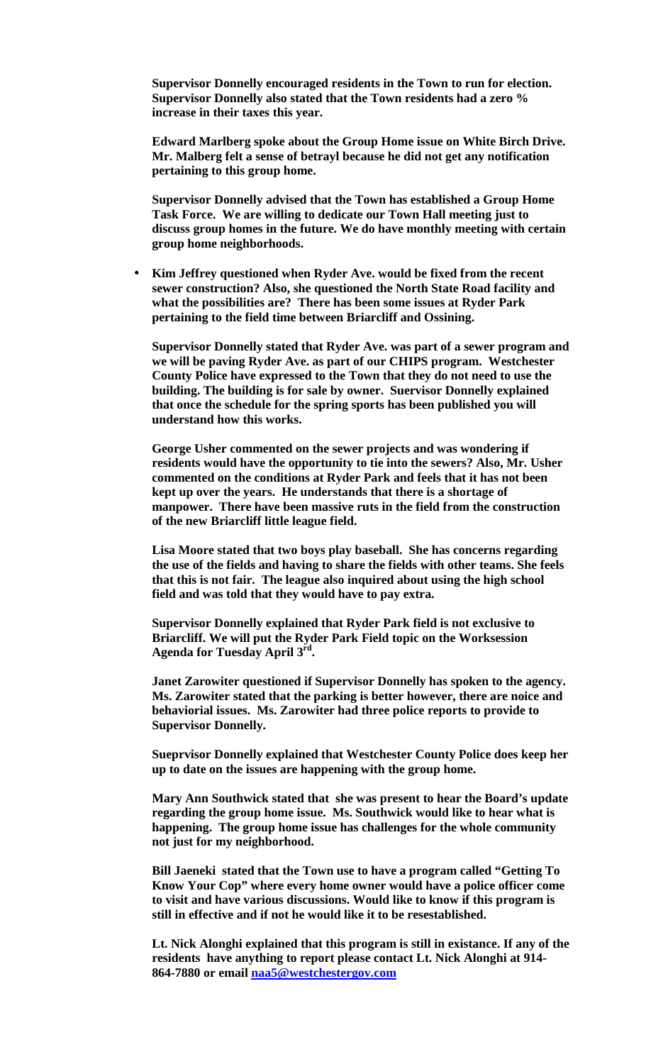**Supervisor Donnelly encouraged residents in the Town to run for election. Supervisor Donnelly also stated that the Town residents had a zero % increase in their taxes this year.**

**Edward Marlberg spoke about the Group Home issue on White Birch Drive. Mr. Malberg felt a sense of betrayl because he did not get any notification pertaining to this group home.**

**Supervisor Donnelly advised that the Town has established a Group Home Task Force. We are willing to dedicate our Town Hall meeting just to discuss group homes in the future. We do have monthly meeting with certain group home neighborhoods.**

- **Kim Jeffrey questioned when Ryder Ave. would be fixed from the recent sewer construction? Also, she questioned the North State Road facility and what the possibilities are? There has been some issues at Ryder Park pertaining to the field time between Briarcliff and Ossining.**

**Supervisor Donnelly stated that Ryder Ave. was part of a sewer program and we will be paving Ryder Ave. as part of our CHIPS program. Westchester County Police have expressed to the Town that they do not need to use the building. The building is for sale by owner. Suervisor Donnelly explained that once the schedule for the spring sports has been published you will understand how this works.**

**George Usher commented on the sewer projects and was wondering if residents would have the opportunity to tie into the sewers? Also, Mr. Usher commented on the conditions at Ryder Park and feels that it has not been kept up over the years. He understands that there is a shortage of manpower. There have been massive ruts in the field from the construction of the new Briarcliff little league field.**

**Lisa Moore stated that two boys play baseball. She has concerns regarding the use of the fields and having to share the fields with other teams. She feels that this is not fair. The league also inquired about using the high school field and was told that they would have to pay extra.**

**Supervisor Donnelly explained that Ryder Park field is not exclusive to Briarcliff. We will put the Ryder Park Field topic on the Worksession Agenda for Tuesday April 3rd.**

**Janet Zarowiter questioned if Supervisor Donnelly has spoken to the agency. Ms. Zarowiter stated that the parking is better however, there are noice and behaviorial issues. Ms. Zarowiter had three police reports to provide to Supervisor Donnelly.**

**Sueprvisor Donnelly explained that Westchester County Police does keep her up to date on the issues are happening with the group home.**

**Mary Ann Southwick stated that she was present to hear the Board's update regarding the group home issue. Ms. Southwick would like to hear what is happening. The group home issue has challenges for the whole community not just for my neighborhood.**

**Bill Jaeneki stated that the Town use to have a program called "Getting To Know Your Cop" where every home owner would have a police officer come to visit and have various discussions. Would like to know if this program is still in effective and if not he would like it to be resestablished.**

**Lt. Nick Alonghi explained that this program is still in existance. If any of the residents have anything to report please contact Lt. Nick Alonghi at 914-864-7880 or email naa5@westchestergov.com**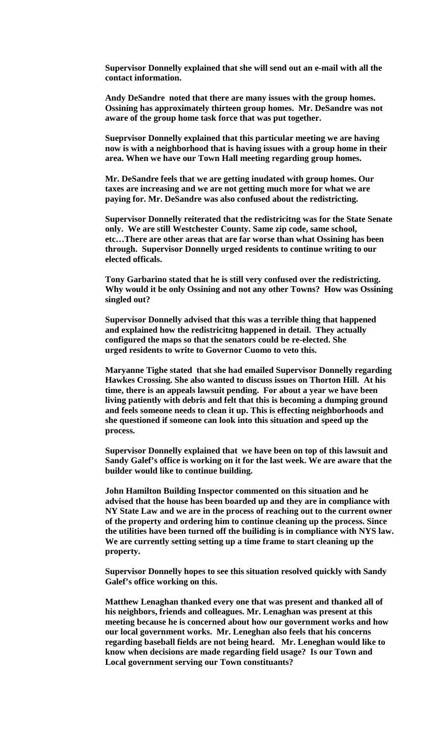**Supervisor Donnelly explained that she will send out an e-mail with all the contact information.**

**Andy DeSandre noted that there are many issues with the group homes. Ossining has approximately thirteen group homes. Mr. DeSandre was not aware of the group home task force that was put together.**

**Sueprvisor Donnelly explained that this particular meeting we are having now is with a neighborhood that is having issues with a group home in their area. When we have our Town Hall meeting regarding group homes.**

**Mr. DeSandre feels that we are getting inudated with group homes. Our taxes are increasing and we are not getting much more for what we are paying for. Mr. DeSandre was also confused about the redistricting.**

**Supervisor Donnelly reiterated that the redistricitng was for the State Senate only. We are still Westchester County. Same zip code, same school, etc…There are other areas that are far worse than what Ossining has been through. Supervisor Donnelly urged residents to continue writing to our elected officals.**

**Tony Garbarino stated that he is still very confused over the redistricting. Why would it be only Ossining and not any other Towns? How was Ossining singled out?**

**Supervisor Donnelly advised that this was a terrible thing that happened and explained how the redistricitng happened in detail. They actually configured the maps so that the senators could be re-elected. She urged residents to write to Governor Cuomo to veto this.**

**Maryanne Tighe stated that she had emailed Supervisor Donnelly regarding Hawkes Crossing. She also wanted to discuss issues on Thorton Hill. At his time, there is an appeals lawsuit pending. For about a year we have been living patiently with debris and felt that this is becoming a dumping ground and feels someone needs to clean it up. This is effecting neighborhoods and she questioned if someone can look into this situation and speed up the process.**

**Supervisor Donnelly explained that we have been on top of this lawsuit and Sandy Galef's office is working on it for the last week. We are aware that the builder would like to continue building.**

**John Hamilton Building Inspector commented on this situation and he advised that the house has been boarded up and they are in compliance with NY State Law and we are in the process of reaching out to the current owner of the property and ordering him to continue cleaning up the process. Since the utilities have been turned off the buiilding is in compliance with NYS law. We are currently setting setting up a time frame to start cleaning up the property.**

**Supervisor Donnelly hopes to see this situation resolved quickly with Sandy Galef's office working on this.**

**Matthew Lenaghan thanked every one that was present and thanked all of his neighbors, friends and colleagues. Mr. Lenaghan was present at this meeting because he is concerned about how our government works and how our local government works. Mr. Leneghan also feels that his concerns regarding baseball fields are not being heard. Mr. Leneghan would like to know when decisions are made regarding field usage? Is our Town and Local government serving our Town constituants?**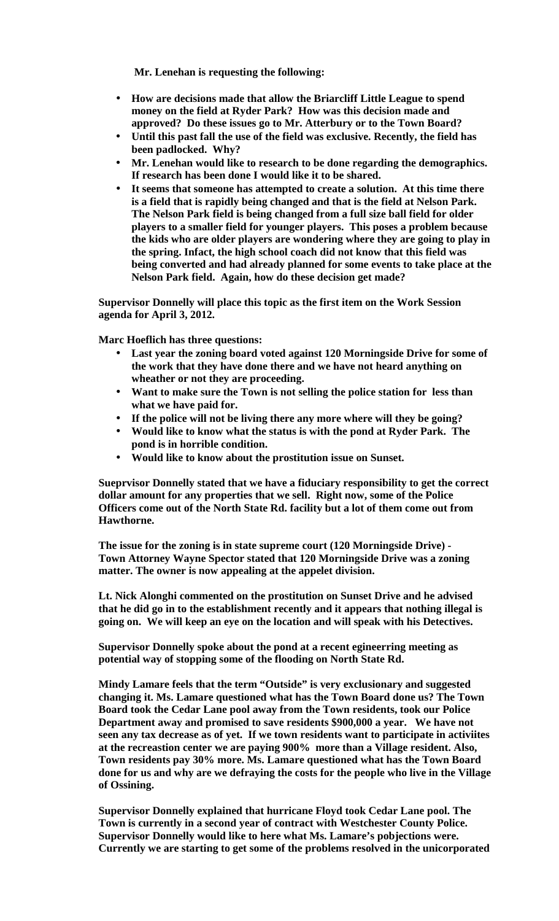**Mr. Lenehan is requesting the following:**

- **How are decisions made that allow the Briarcliff Little League to spend money on the field at Ryder Park? How was this decision made and approved? Do these issues go to Mr. Atterbury or to the Town Board?**
- **Until this past fall the use of the field was exclusive. Recently, the field has been padlocked. Why?**
- **Mr. Lenehan would like to research to be done regarding the demographics. If research has been done I would like it to be shared.**
- **It seems that someone has attempted to create a solution. At this time there is a field that is rapidly being changed and that is the field at Nelson Park. The Nelson Park field is being changed from a full size ball field for older players to a smaller field for younger players. This poses a problem because the kids who are older players are wondering where they are going to play in the spring. Infact, the high school coach did not know that this field was being converted and had already planned for some events to take place at the Nelson Park field. Again, how do these decision get made?**

**Supervisor Donnelly will place this topic as the first item on the Work Session agenda for April 3, 2012.**

**Marc Hoeflich has three questions:**

- **Last year the zoning board voted against 120 Morningside Drive for some of the work that they have done there and we have not heard anything on wheather or not they are proceeding.**
- **Want to make sure the Town is not selling the police station for less than what we have paid for.**
- **If the police will not be living there any more where will they be going?**
- **Would like to know what the status is with the pond at Ryder Park. The pond is in horrible condition.**
- **Would like to know about the prostitution issue on Sunset.**

**Sueprvisor Donnelly stated that we have a fiduciary responsibility to get the correct dollar amount for any properties that we sell. Right now, some of the Police Officers come out of the North State Rd. facility but a lot of them come out from Hawthorne.**

**The issue for the zoning is in state supreme court (120 Morningside Drive) - Town Attorney Wayne Spector stated that 120 Morningside Drive was a zoning matter. The owner is now appealing at the appelet division.**

**Lt. Nick Alonghi commented on the prostitution on Sunset Drive and he advised that he did go in to the establishment recently and it appears that nothing illegal is going on. We will keep an eye on the location and will speak with his Detectives.**

**Supervisor Donnelly spoke about the pond at a recent egineerring meeting as potential way of stopping some of the flooding on North State Rd.**

**Mindy Lamare feels that the term "Outside" is very exclusionary and suggested changing it. Ms. Lamare questioned what has the Town Board done us? The Town Board took the Cedar Lane pool away from the Town residents, took our Police Department away and promised to save residents $900,000 a year. We have not seen any tax decrease as of yet. If we town residents want to participate in activiites at the recreastion center we are paying 900% more than a Village resident. Also, Town residents pay 30% more. Ms. Lamare questioned what has the Town Board done for us and why are we defraying the costs for the people who live in the Village of Ossining.**

**Supervisor Donnelly explained that hurricane Floyd took Cedar Lane pool. The Town is currently in a second year of contract with Westchester County Police. Supervisor Donnelly would like to here what Ms. Lamare's pobjections were. Currently we are starting to get some of the problems resolved in the unicorporated**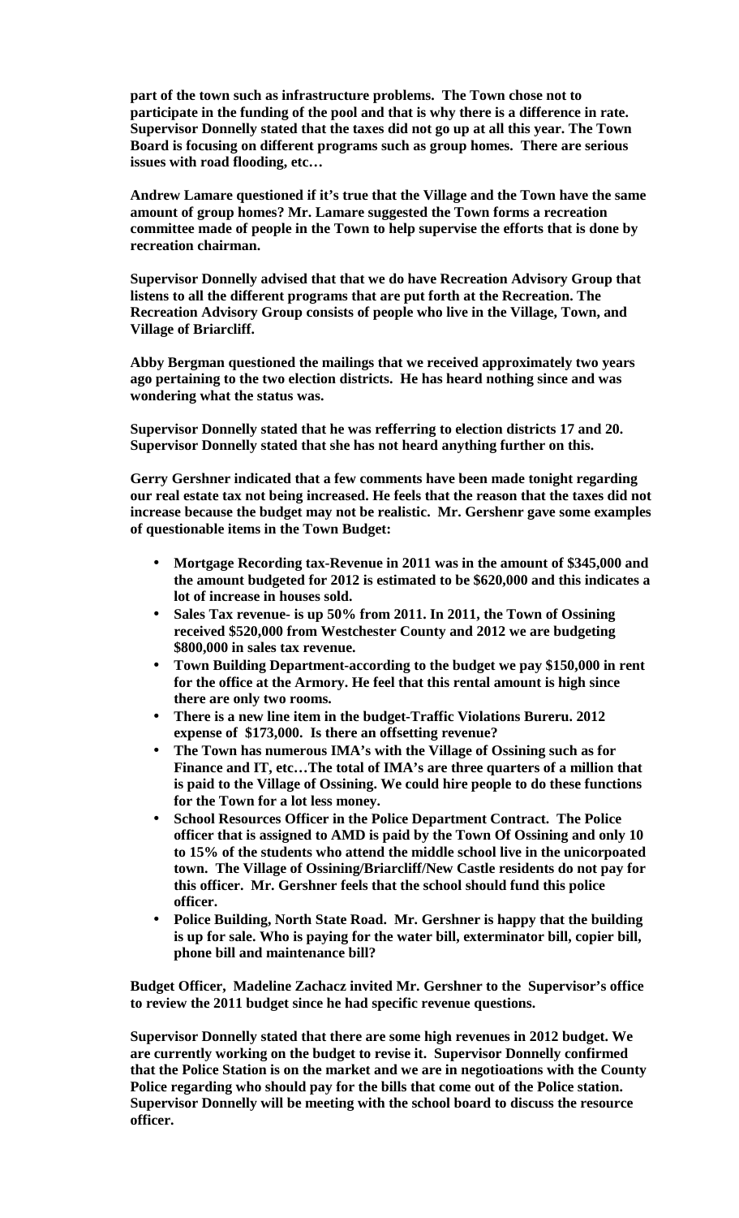**part of the town such as infrastructure problems. The Town chose not to participate in the funding of the pool and that is why there is a difference in rate. Supervisor Donnelly stated that the taxes did not go up at all this year. The Town Board is focusing on different programs such as group homes. There are serious issues with road flooding, etc…**

**Andrew Lamare questioned if it's true that the Village and the Town have the same amount of group homes? Mr. Lamare suggested the Town forms a recreation committee made of people in the Town to help supervise the efforts that is done by recreation chairman.**

**Supervisor Donnelly advised that that we do have Recreation Advisory Group that listens to all the different programs that are put forth at the Recreation. The Recreation Advisory Group consists of people who live in the Village, Town, and Village of Briarcliff.**

**Abby Bergman questioned the mailings that we received approximately two years ago pertaining to the two election districts. He has heard nothing since and was wondering what the status was.**

**Supervisor Donnelly stated that he was refferring to election districts 17 and 20. Supervisor Donnelly stated that she has not heard anything further on this.**

**Gerry Gershner indicated that a few comments have been made tonight regarding our real estate tax not being increased. He feels that the reason that the taxes did not increase because the budget may not be realistic. Mr. Gershenr gave some examples of questionable items in the Town Budget:**

- **Mortgage Recording tax-Revenue in 2011 was in the amount of $345,000 and the amount budgeted for 2012 is estimated to be $620,000 and this indicates a lot of increase in houses sold.**
- **Sales Tax revenue- is up 50% from 2011. In 2011, the Town of Ossining received $520,000 from Westchester County and 2012 we are budgeting $800,000 in sales tax revenue.**
- **Town Building Department-according to the budget we pay $150,000 in rent for the office at the Armory. He feel that this rental amount is high since there are only two rooms.**
- **There is a new line item in the budget-Traffic Violations Bureru. 2012 expense of $173,000. Is there an offsetting revenue?**
- **The Town has numerous IMA's with the Village of Ossining such as for Finance and IT, etc…The total of IMA's are three quarters of a million that is paid to the Village of Ossining. We could hire people to do these functions for the Town for a lot less money.**
- **School Resources Officer in the Police Department Contract. The Police officer that is assigned to AMD is paid by the Town Of Ossining and only 10 to 15% of the students who attend the middle school live in the unicorpoated town. The Village of Ossining/Briarcliff/New Castle residents do not pay for this officer. Mr. Gershner feels that the school should fund this police officer.**
- **Police Building, North State Road. Mr. Gershner is happy that the building is up for sale. Who is paying for the water bill, exterminator bill, copier bill, phone bill and maintenance bill?**

**Budget Officer, Madeline Zachacz invited Mr. Gershner to the Supervisor's office to review the 2011 budget since he had specific revenue questions.**

**Supervisor Donnelly stated that there are some high revenues in 2012 budget. We are currently working on the budget to revise it. Supervisor Donnelly confirmed that the Police Station is on the market and we are in negotioations with the County Police regarding who should pay for the bills that come out of the Police station. Supervisor Donnelly will be meeting with the school board to discuss the resource officer.**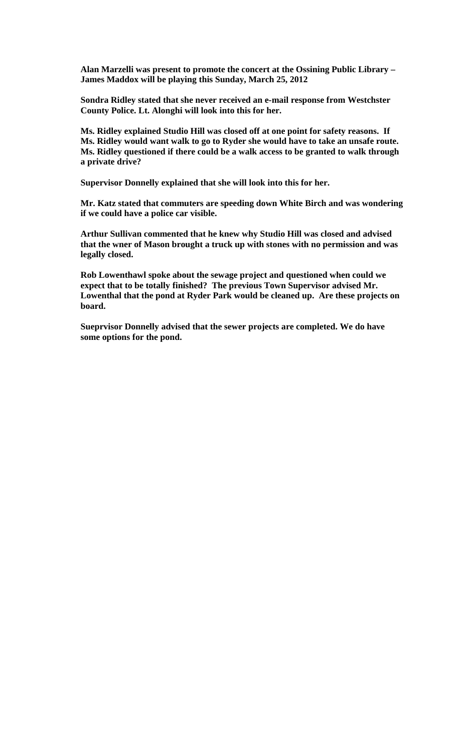**Alan Marzelli was present to promote the concert at the Ossining Public Library – James Maddox will be playing this Sunday, March 25, 2012**

**Sondra Ridley stated that she never received an e-mail response from Westchster County Police. Lt. Alonghi will look into this for her.**

**Ms. Ridley explained Studio Hill was closed off at one point for safety reasons. If Ms. Ridley would want walk to go to Ryder she would have to take an unsafe route. Ms. Ridley questioned if there could be a walk access to be granted to walk through a private drive?**

**Supervisor Donnelly explained that she will look into this for her.**

**Mr. Katz stated that commuters are speeding down White Birch and was wondering if we could have a police car visible.**

**Arthur Sullivan commented that he knew why Studio Hill was closed and advised that the wner of Mason brought a truck up with stones with no permission and was legally closed.**

**Rob Lowenthawl spoke about the sewage project and questioned when could we expect that to be totally finished? The previous Town Supervisor advised Mr. Lowenthal that the pond at Ryder Park would be cleaned up. Are these projects on board.**

**Sueprvisor Donnelly advised that the sewer projects are completed. We do have some options for the pond.**